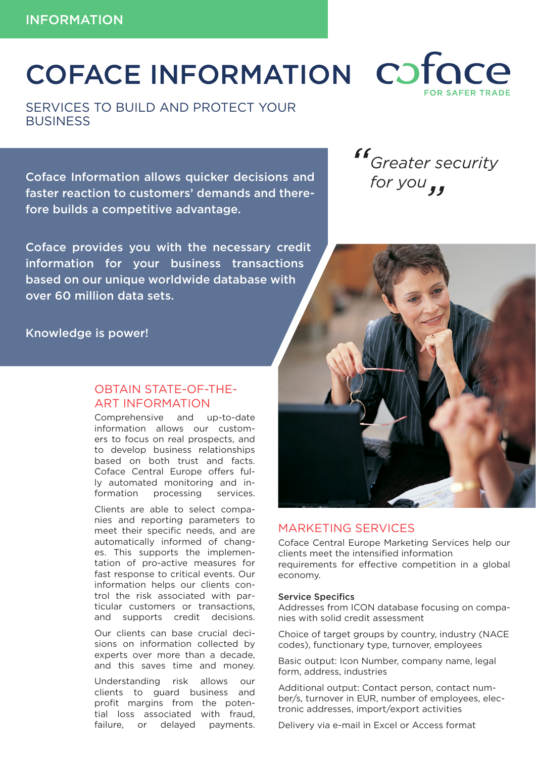INFORMATION

# COFACE INFORMATION

coface FOR SAFER TRADE

## SERVICES TO BUILD AND PROTECT YOUR BUSINESS

**Coface Information allows quicker decisions and faster reaction to customers' demands and therefore builds a competitive advantage.**

**Coface provides you with the necessary credit information for your business transactions based on our unique worldwide database with over 60 million data sets.**

**Knowledge is power!**

*"Greater security for you"*

### OBTAIN STATE-OF-THE-ART INFORMATION

Comprehensive and up-to-date information allows our customers to focus on real prospects, and to develop business relationships based on both trust and facts. Coface Central Europe offers fully automated monitoring and information processing services.

Clients are able to select companies and reporting parameters to meet their specific needs, and are automatically informed of changes. This supports the implementation of pro-active measures for fast response to critical events. Our information helps our clients control the risk associated with particular customers or transactions, and supports credit decisions.

Our clients can base crucial decisions on information collected by experts over more than a decade, and this saves time and money.

Understanding risk allows our clients to guard business and profit margins from the potential loss associated with fraud, failure, or delayed payments.

### MARKETING SERVICES

Coface Central Europe Marketing Services help our clients meet the intensified information requirements for effective competition in a global economy.

**Service Specifics**

Addresses from ICON database focusing on companies with solid credit assessment

Choice of target groups by country, industry (NACE codes), functionary type, turnover, employees

Basic output: Icon Number, company name, legal form, address, industries

Additional output: Contact person, contact number/s, turnover in EUR, number of employees, electronic addresses, import/export activities

Delivery via e-mail in Excel or Access format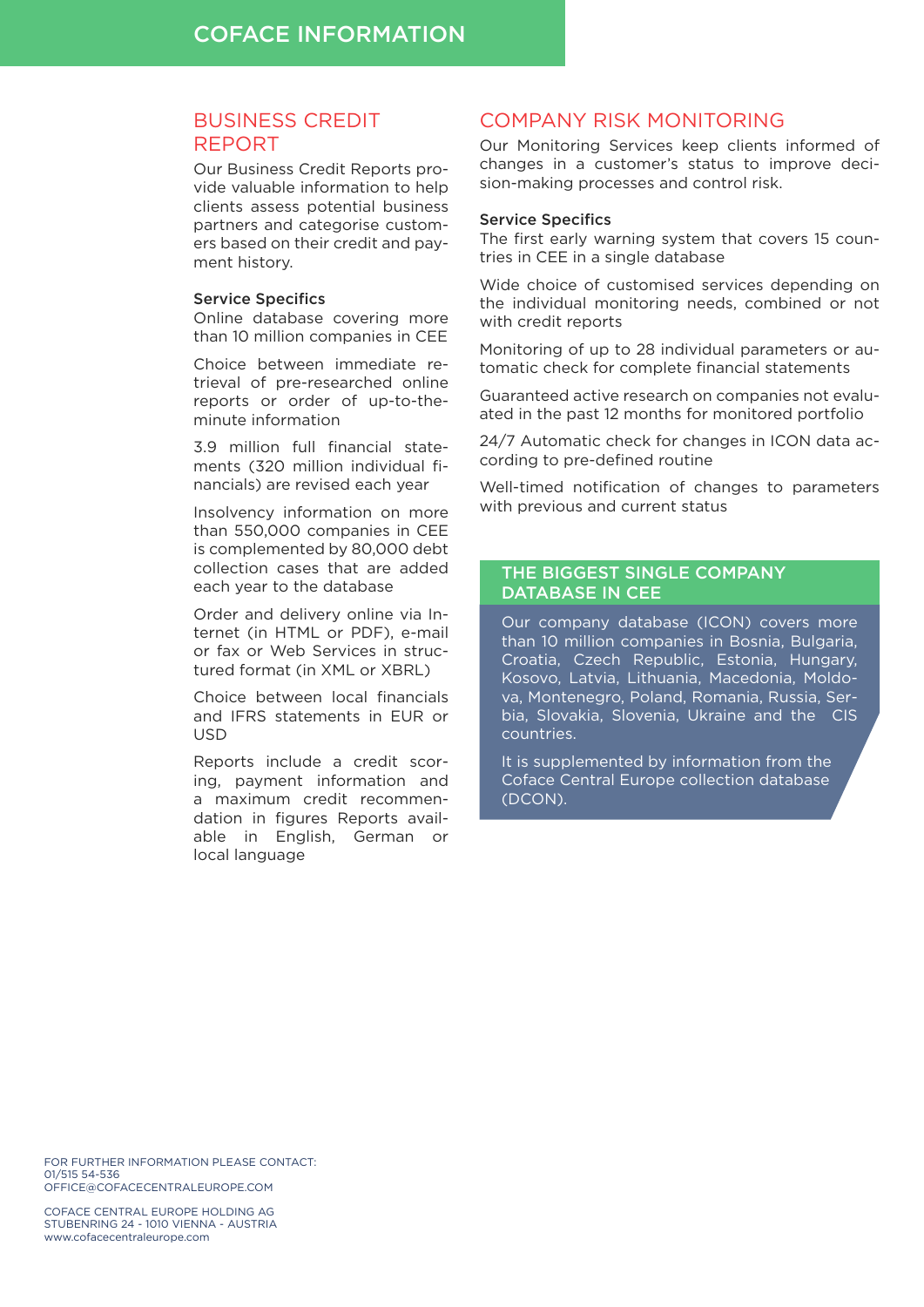# COFACE INFORMATION

## BUSINESS CREDIT REPORT

Our Business Credit Reports provide valuable information to help clients assess potential business partners and categorise customers based on their credit and payment history.

### Service Specifics

Online database covering more than 10 million companies in CEE

Choice between immediate retrieval of pre-researched online reports or order of up-to-the-minute information

3.9 million full financial statements (320 million individual financials) are revised each year

Insolvency information on more than 550,000 companies in CEE is complemented by 80,000 debt collection cases that are added each year to the database

Order and delivery online via Internet (in HTML or PDF), e-mail or fax or Web Services in structured format (in XML or XBRL)

Choice between local financials and IFRS statements in EUR or USD

Reports include a credit scoring, payment information and a maximum credit recommendation in figures Reports available in English, German or local language

## COMPANY RISK MONITORING

Our Monitoring Services keep clients informed of changes in a customer's status to improve decision-making processes and control risk.

### Service Specifics

The first early warning system that covers 15 countries in CEE in a single database

Wide choice of customised services depending on the individual monitoring needs, combined or not with credit reports

Monitoring of up to 28 individual parameters or automatic check for complete financial statements

Guaranteed active research on companies not evaluated in the past 12 months for monitored portfolio

24/7 Automatic check for changes in ICON data according to pre-defined routine

Well-timed notification of changes to parameters with previous and current status

## THE BIGGEST SINGLE COMPANY DATABASE IN CEE

Our company database (ICON) covers more than 10 million companies in Bosnia, Bulgaria, Croatia, Czech Republic, Estonia, Hungary, Kosovo, Latvia, Lithuania, Macedonia, Moldova, Montenegro, Poland, Romania, Russia, Serbia, Slovakia, Slovenia, Ukraine and the CIS countries.

It is supplemented by information from the Coface Central Europe collection database (DCON).

FOR FURTHER INFORMATION PLEASE CONTACT:
01/515 54-536
OFFICE@COFACECENTRALEUROPE.COM

COFACE CENTRAL EUROPE HOLDING AG
STUBENRING 24 - 1010 VIENNA - AUSTRIA
www.cofacecentraleurope.com